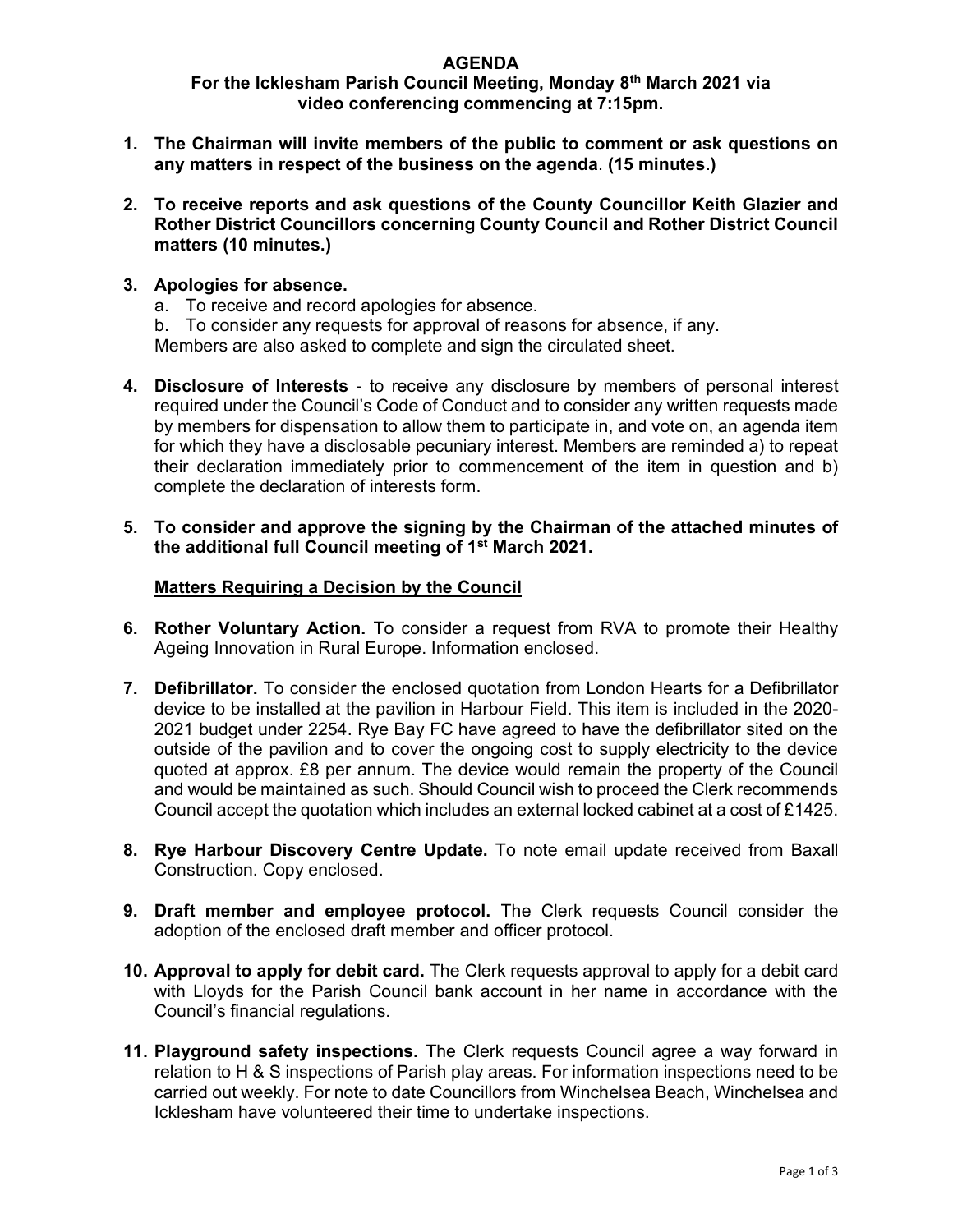# AGENDA

## For the Icklesham Parish Council Meeting, Monday 8th March 2021 via video conferencing commencing at 7:15pm.

1. **The Chairman will invite members of the public to comment or ask questions on any matters in respect of the business on the agenda**. **(15 minutes.)**

2. **To receive reports and ask questions of the County Councillor Keith Glazier and Rother District Councillors concerning County Council and Rother District Council matters (10 minutes.)**

3. **Apologies for absence.**
   a. To receive and record apologies for absence.
   b. To consider any requests for approval of reasons for absence, if any.
   Members are also asked to complete and sign the circulated sheet.

4. **Disclosure of Interests** - to receive any disclosure by members of personal interest required under the Council's Code of Conduct and to consider any written requests made by members for dispensation to allow them to participate in, and vote on, an agenda item for which they have a disclosable pecuniary interest. Members are reminded a) to repeat their declaration immediately prior to commencement of the item in question and b) complete the declaration of interests form.

5. **To consider and approve the signing by the Chairman of the attached minutes of the additional full Council meeting of 1st March 2021.**

   **Matters Requiring a Decision by the Council**

6. **Rother Voluntary Action.** To consider a request from RVA to promote their Healthy Ageing Innovation in Rural Europe. Information enclosed.

7. **Defibrillator.** To consider the enclosed quotation from London Hearts for a Defibrillator device to be installed at the pavilion in Harbour Field. This item is included in the 2020-2021 budget under 2254. Rye Bay FC have agreed to have the defibrillator sited on the outside of the pavilion and to cover the ongoing cost to supply electricity to the device quoted at approx. £8 per annum. The device would remain the property of the Council and would be maintained as such. Should Council wish to proceed the Clerk recommends Council accept the quotation which includes an external locked cabinet at a cost of £1425.

8. **Rye Harbour Discovery Centre Update.** To note email update received from Baxall Construction. Copy enclosed.

9. **Draft member and employee protocol.** The Clerk requests Council consider the adoption of the enclosed draft member and officer protocol.

10. **Approval to apply for debit card.** The Clerk requests approval to apply for a debit card with Lloyds for the Parish Council bank account in her name in accordance with the Council's financial regulations.

11. **Playground safety inspections.** The Clerk requests Council agree a way forward in relation to H & S inspections of Parish play areas. For information inspections need to be carried out weekly. For note to date Councillors from Winchelsea Beach, Winchelsea and Icklesham have volunteered their time to undertake inspections.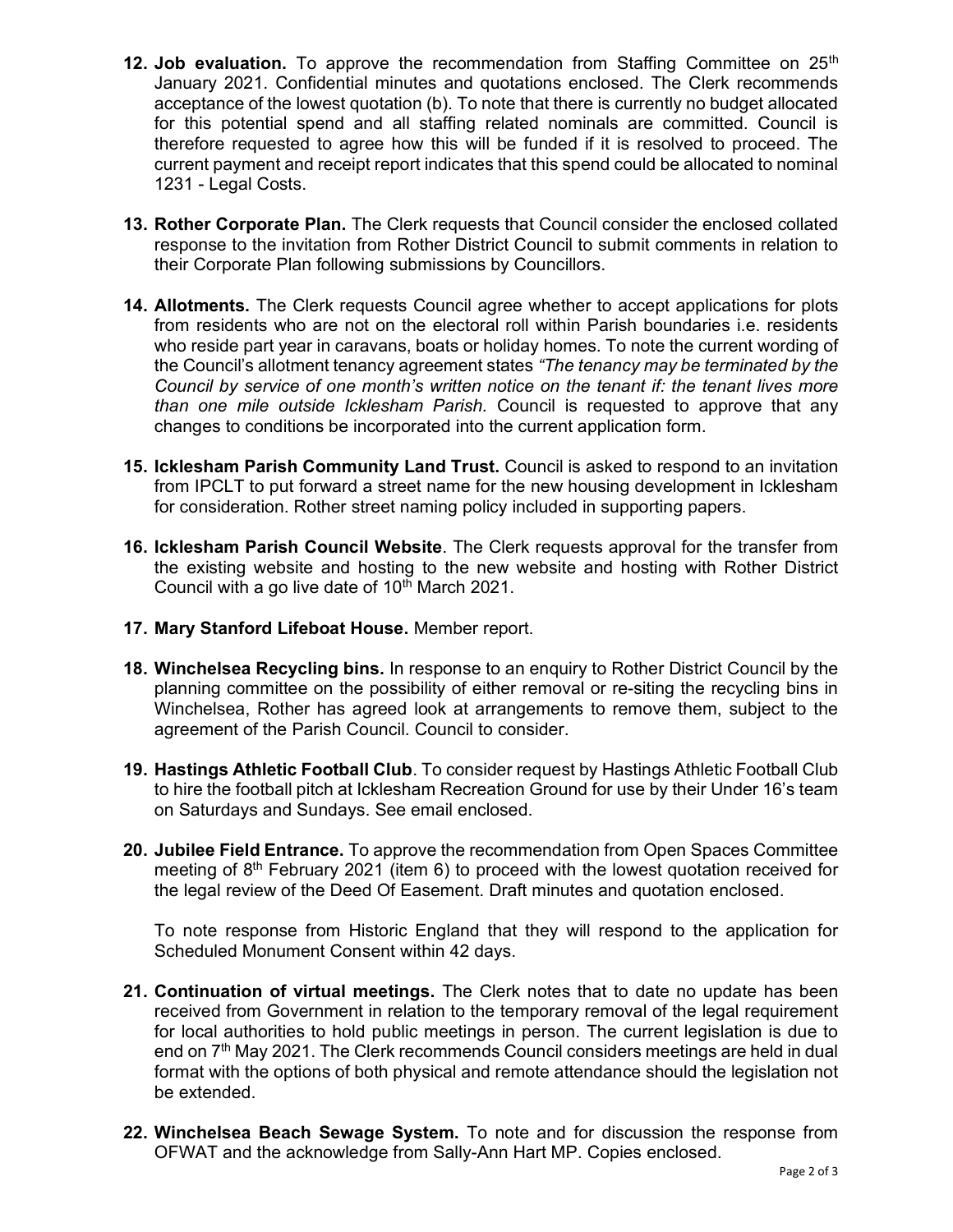12. **Job evaluation.** To approve the recommendation from Staffing Committee on 25th January 2021. Confidential minutes and quotations enclosed. The Clerk recommends acceptance of the lowest quotation (b). To note that there is currently no budget allocated for this potential spend and all staffing related nominals are committed. Council is therefore requested to agree how this will be funded if it is resolved to proceed. The current payment and receipt report indicates that this spend could be allocated to nominal 1231 - Legal Costs.

13. **Rother Corporate Plan.** The Clerk requests that Council consider the enclosed collated response to the invitation from Rother District Council to submit comments in relation to their Corporate Plan following submissions by Councillors.

14. **Allotments.** The Clerk requests Council agree whether to accept applications for plots from residents who are not on the electoral roll within Parish boundaries i.e. residents who reside part year in caravans, boats or holiday homes. To note the current wording of the Council's allotment tenancy agreement states *"The tenancy may be terminated by the Council by service of one month's written notice on the tenant if: the tenant lives more than one mile outside Icklesham Parish.* Council is requested to approve that any changes to conditions be incorporated into the current application form.

15. **Icklesham Parish Community Land Trust.** Council is asked to respond to an invitation from IPCLT to put forward a street name for the new housing development in Icklesham for consideration. Rother street naming policy included in supporting papers.

16. **Icklesham Parish Council Website**. The Clerk requests approval for the transfer from the existing website and hosting to the new website and hosting with Rother District Council with a go live date of 10th March 2021.

17. **Mary Stanford Lifeboat House.** Member report.

18. **Winchelsea Recycling bins.** In response to an enquiry to Rother District Council by the planning committee on the possibility of either removal or re-siting the recycling bins in Winchelsea, Rother has agreed look at arrangements to remove them, subject to the agreement of the Parish Council. Council to consider.

19. **Hastings Athletic Football Club**. To consider request by Hastings Athletic Football Club to hire the football pitch at Icklesham Recreation Ground for use by their Under 16's team on Saturdays and Sundays. See email enclosed.

20. **Jubilee Field Entrance.** To approve the recommendation from Open Spaces Committee meeting of 8th February 2021 (item 6) to proceed with the lowest quotation received for the legal review of the Deed Of Easement. Draft minutes and quotation enclosed.

    To note response from Historic England that they will respond to the application for Scheduled Monument Consent within 42 days.

21. **Continuation of virtual meetings.** The Clerk notes that to date no update has been received from Government in relation to the temporary removal of the legal requirement for local authorities to hold public meetings in person. The current legislation is due to end on 7th May 2021. The Clerk recommends Council considers meetings are held in dual format with the options of both physical and remote attendance should the legislation not be extended.

22. **Winchelsea Beach Sewage System.** To note and for discussion the response from OFWAT and the acknowledge from Sally-Ann Hart MP. Copies enclosed.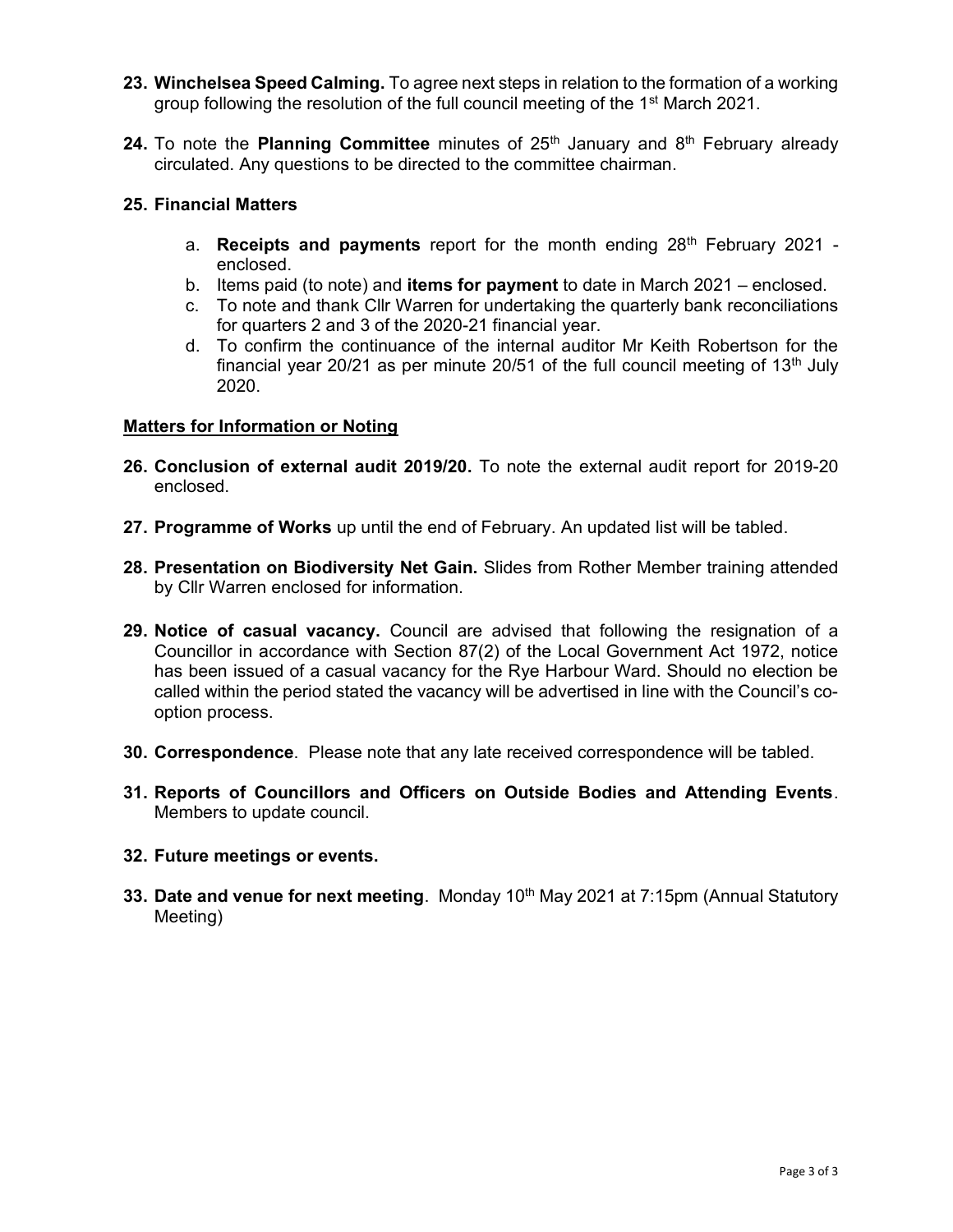**23. Winchelsea Speed Calming.** To agree next steps in relation to the formation of a working group following the resolution of the full council meeting of the 1st March 2021.

**24.** To note the **Planning Committee** minutes of 25th January and 8th February already circulated. Any questions to be directed to the committee chairman.

**25. Financial Matters**

a. **Receipts and payments** report for the month ending 28th February 2021 - enclosed.
b. Items paid (to note) and **items for payment** to date in March 2021 – enclosed.
c. To note and thank Cllr Warren for undertaking the quarterly bank reconciliations for quarters 2 and 3 of the 2020-21 financial year.
d. To confirm the continuance of the internal auditor Mr Keith Robertson for the financial year 20/21 as per minute 20/51 of the full council meeting of 13th July 2020.

**Matters for Information or Noting**

**26. Conclusion of external audit 2019/20.** To note the external audit report for 2019-20 enclosed.

**27. Programme of Works** up until the end of February. An updated list will be tabled.

**28. Presentation on Biodiversity Net Gain.** Slides from Rother Member training attended by Cllr Warren enclosed for information.

**29. Notice of casual vacancy.** Council are advised that following the resignation of a Councillor in accordance with Section 87(2) of the Local Government Act 1972, notice has been issued of a casual vacancy for the Rye Harbour Ward. Should no election be called within the period stated the vacancy will be advertised in line with the Council's co-option process.

**30. Correspondence**. Please note that any late received correspondence will be tabled.

**31. Reports of Councillors and Officers on Outside Bodies and Attending Events**. Members to update council.

**32. Future meetings or events.**

**33. Date and venue for next meeting**. Monday 10th May 2021 at 7:15pm (Annual Statutory Meeting)